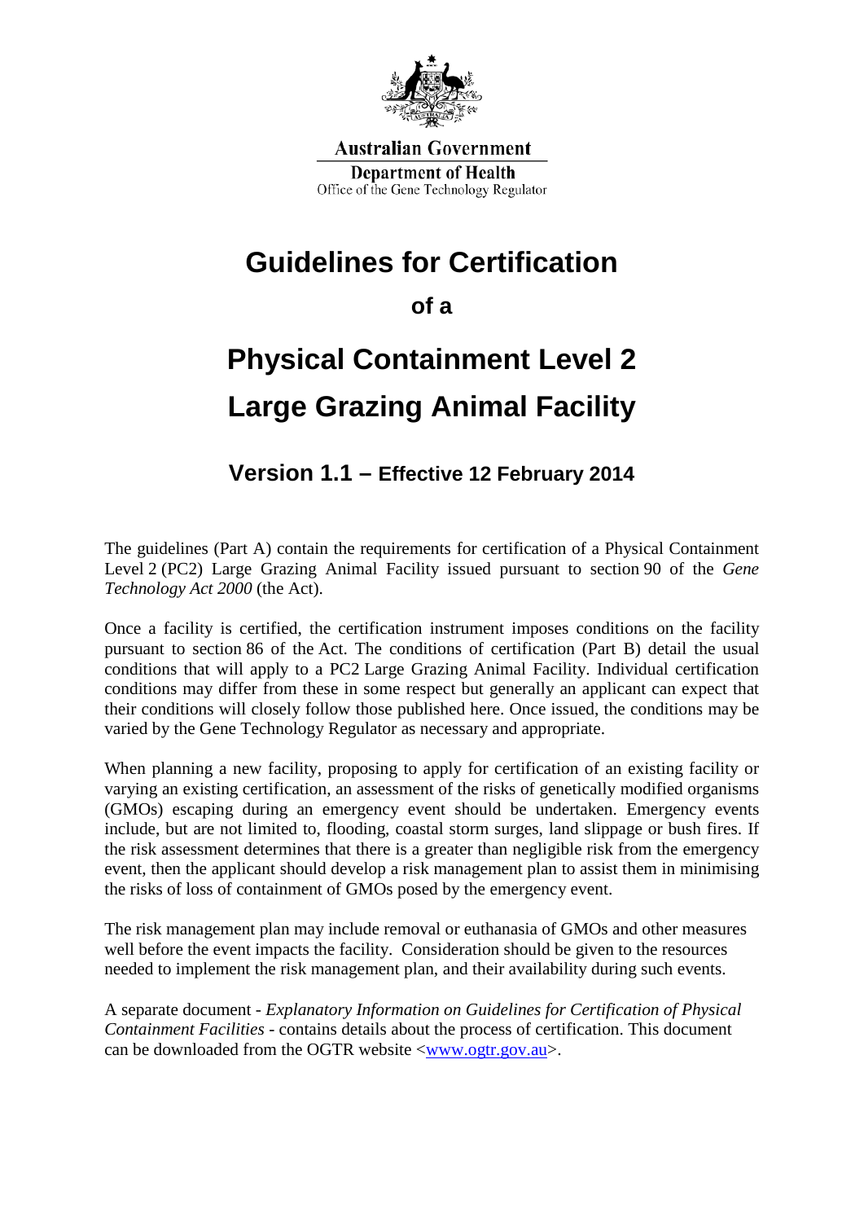**Australian Government**

**Department of Health**

Office of the Gene Technology Regulator

# Guidelines for Certification

## of a

# Physical Containment Level 2 Large Grazing Animal Facility

## Version 1.1 – Effective 12 February 2014

The guidelines (Part A) contain the requirements for certification of a Physical Containment Level 2 (PC2) Large Grazing Animal Facility issued pursuant to section 90 of the *Gene Technology Act 2000* (the Act).

Once a facility is certified, the certification instrument imposes conditions on the facility pursuant to section 86 of the Act. The conditions of certification (Part B) detail the usual conditions that will apply to a PC2 Large Grazing Animal Facility. Individual certification conditions may differ from these in some respect but generally an applicant can expect that their conditions will closely follow those published here. Once issued, the conditions may be varied by the Gene Technology Regulator as necessary and appropriate.

When planning a new facility, proposing to apply for certification of an existing facility or varying an existing certification, an assessment of the risks of genetically modified organisms (GMOs) escaping during an emergency event should be undertaken. Emergency events include, but are not limited to, flooding, coastal storm surges, land slippage or bush fires. If the risk assessment determines that there is a greater than negligible risk from the emergency event, then the applicant should develop a risk management plan to assist them in minimising the risks of loss of containment of GMOs posed by the emergency event.

The risk management plan may include removal or euthanasia of GMOs and other measures well before the event impacts the facility. Consideration should be given to the resources needed to implement the risk management plan, and their availability during such events.

A separate document - *Explanatory Information on Guidelines for Certification of Physical Containment Facilities* - contains details about the process of certification. This document can be downloaded from the OGTR website <www.ogtr.gov.au>.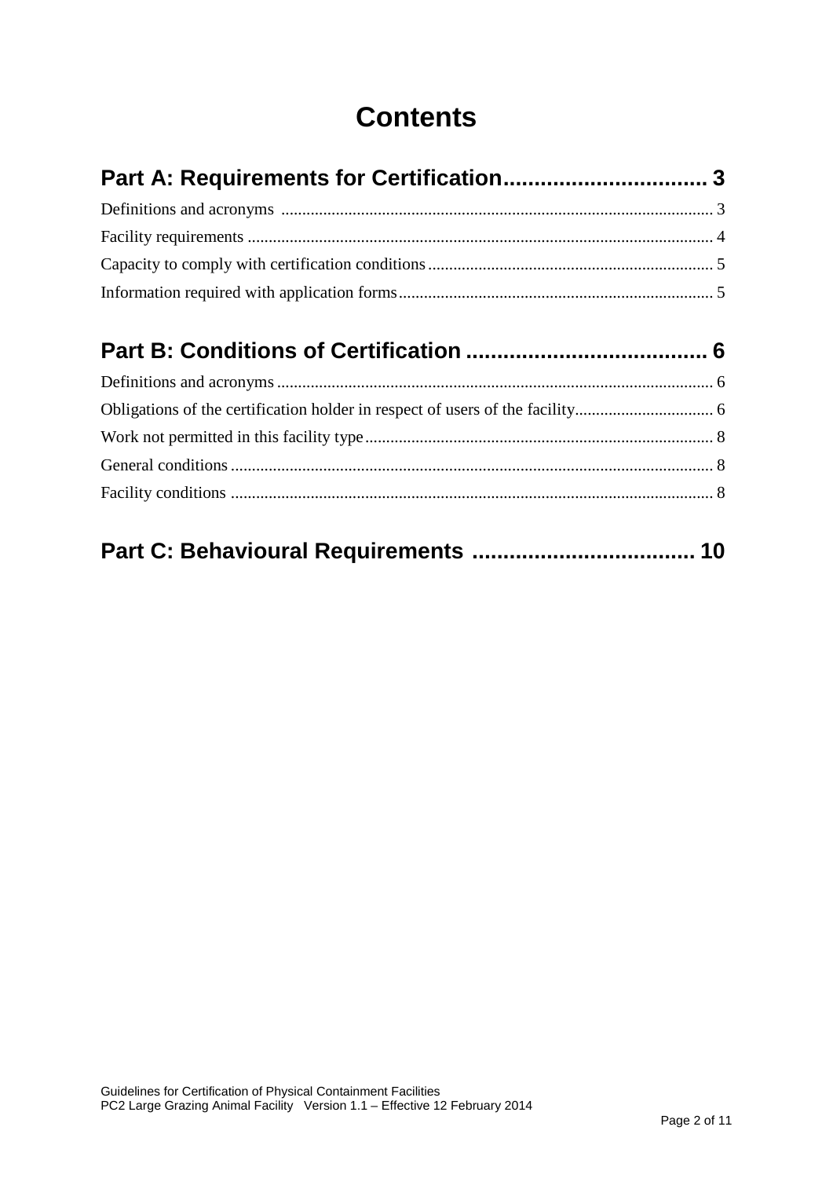# Contents

## Part A: Requirements for Certification ................................ 3

Definitions and acronyms ..................................................................................................... 3

Facility requirements ............................................................................................................ 4

Capacity to comply with certification conditions ................................................................... 5

Information required with application forms .......................................................................... 5

## Part B: Conditions of Certification ...................................... 6

Definitions and acronyms ...................................................................................................... 6

Obligations of the certification holder in respect of users of the facility ................................ 6

Work not permitted in this facility type .................................................................................. 8

General conditions ................................................................................................................ 8

Facility conditions ................................................................................................................. 8

## Part C: Behavioural Requirements ................................... 10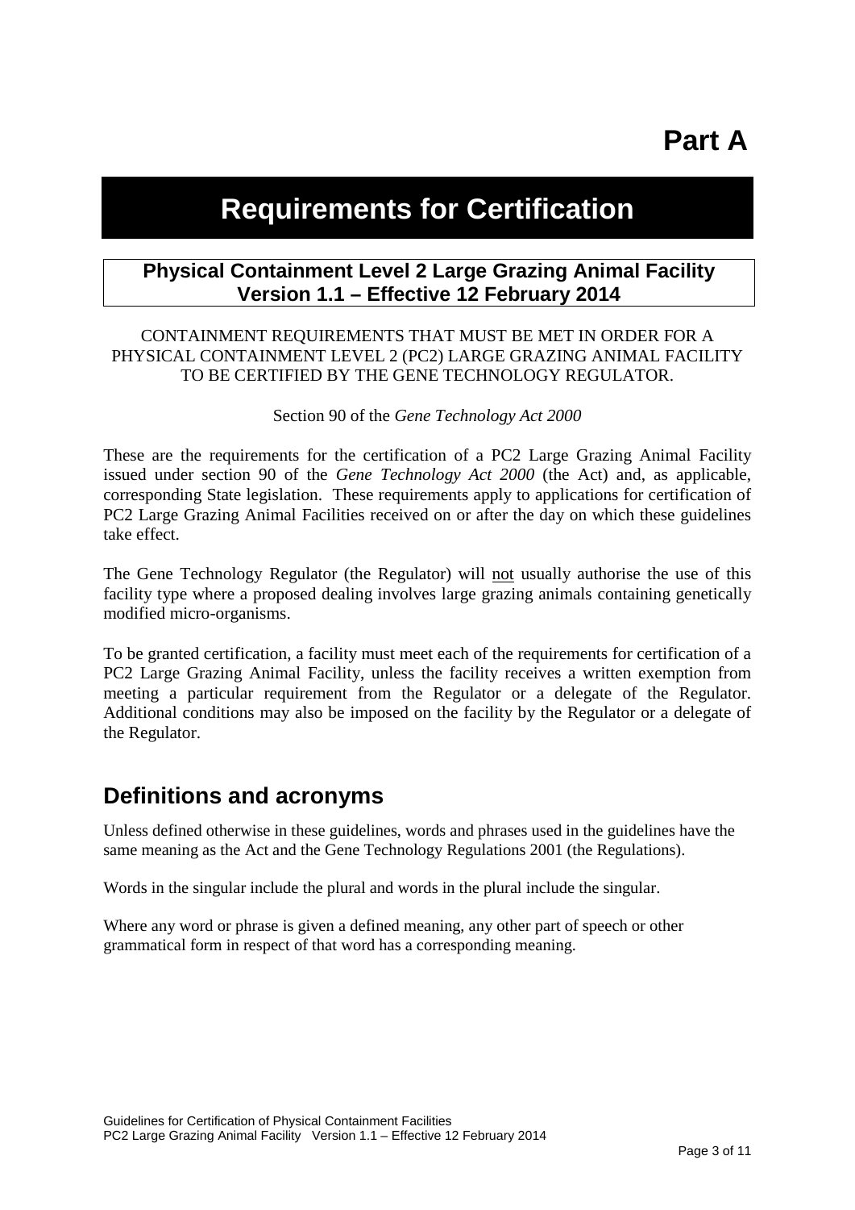# Part A

# Requirements for Certification

## Physical Containment Level 2 Large Grazing Animal Facility Version 1.1 – Effective 12 February 2014

CONTAINMENT REQUIREMENTS THAT MUST BE MET IN ORDER FOR A PHYSICAL CONTAINMENT LEVEL 2 (PC2) LARGE GRAZING ANIMAL FACILITY TO BE CERTIFIED BY THE GENE TECHNOLOGY REGULATOR.

Section 90 of the *Gene Technology Act 2000*

These are the requirements for the certification of a PC2 Large Grazing Animal Facility issued under section 90 of the *Gene Technology Act 2000* (the Act) and, as applicable, corresponding State legislation. These requirements apply to applications for certification of PC2 Large Grazing Animal Facilities received on or after the day on which these guidelines take effect.

The Gene Technology Regulator (the Regulator) will not usually authorise the use of this facility type where a proposed dealing involves large grazing animals containing genetically modified micro-organisms.

To be granted certification, a facility must meet each of the requirements for certification of a PC2 Large Grazing Animal Facility, unless the facility receives a written exemption from meeting a particular requirement from the Regulator or a delegate of the Regulator. Additional conditions may also be imposed on the facility by the Regulator or a delegate of the Regulator.

## Definitions and acronyms

Unless defined otherwise in these guidelines, words and phrases used in the guidelines have the same meaning as the Act and the Gene Technology Regulations 2001 (the Regulations).

Words in the singular include the plural and words in the plural include the singular.

Where any word or phrase is given a defined meaning, any other part of speech or other grammatical form in respect of that word has a corresponding meaning.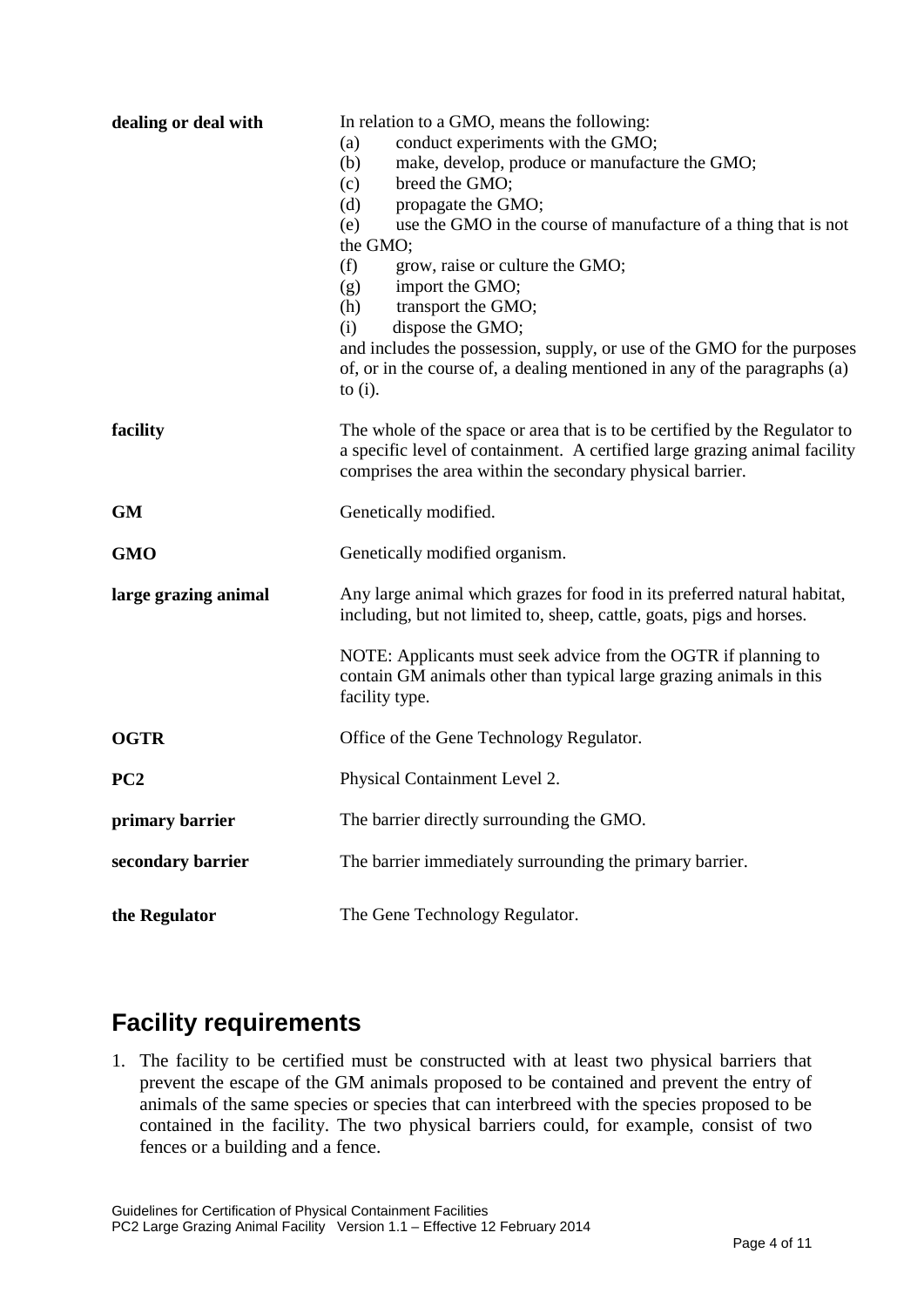| | |
|---|---|
| **dealing or deal with** | In relation to a GMO, means the following:<br>(a) conduct experiments with the GMO;<br>(b) make, develop, produce or manufacture the GMO;<br>(c) breed the GMO;<br>(d) propagate the GMO;<br>(e) use the GMO in the course of manufacture of a thing that is not the GMO;<br>(f) grow, raise or culture the GMO;<br>(g) import the GMO;<br>(h) transport the GMO;<br>(i) dispose the GMO;<br>and includes the possession, supply, or use of the GMO for the purposes of, or in the course of, a dealing mentioned in any of the paragraphs (a) to (i). |
| **facility** | The whole of the space or area that is to be certified by the Regulator to a specific level of containment. A certified large grazing animal facility comprises the area within the secondary physical barrier. |
| **GM** | Genetically modified. |
| **GMO** | Genetically modified organism. |
| **large grazing animal** | Any large animal which grazes for food in its preferred natural habitat, including, but not limited to, sheep, cattle, goats, pigs and horses.<br><br>NOTE: Applicants must seek advice from the OGTR if planning to contain GM animals other than typical large grazing animals in this facility type. |
| **OGTR** | Office of the Gene Technology Regulator. |
| **PC2** | Physical Containment Level 2. |
| **primary barrier** | The barrier directly surrounding the GMO. |
| **secondary barrier** | The barrier immediately surrounding the primary barrier. |
| **the Regulator** | The Gene Technology Regulator. |

## Facility requirements

1. The facility to be certified must be constructed with at least two physical barriers that prevent the escape of the GM animals proposed to be contained and prevent the entry of animals of the same species or species that can interbreed with the species proposed to be contained in the facility. The two physical barriers could, for example, consist of two fences or a building and a fence.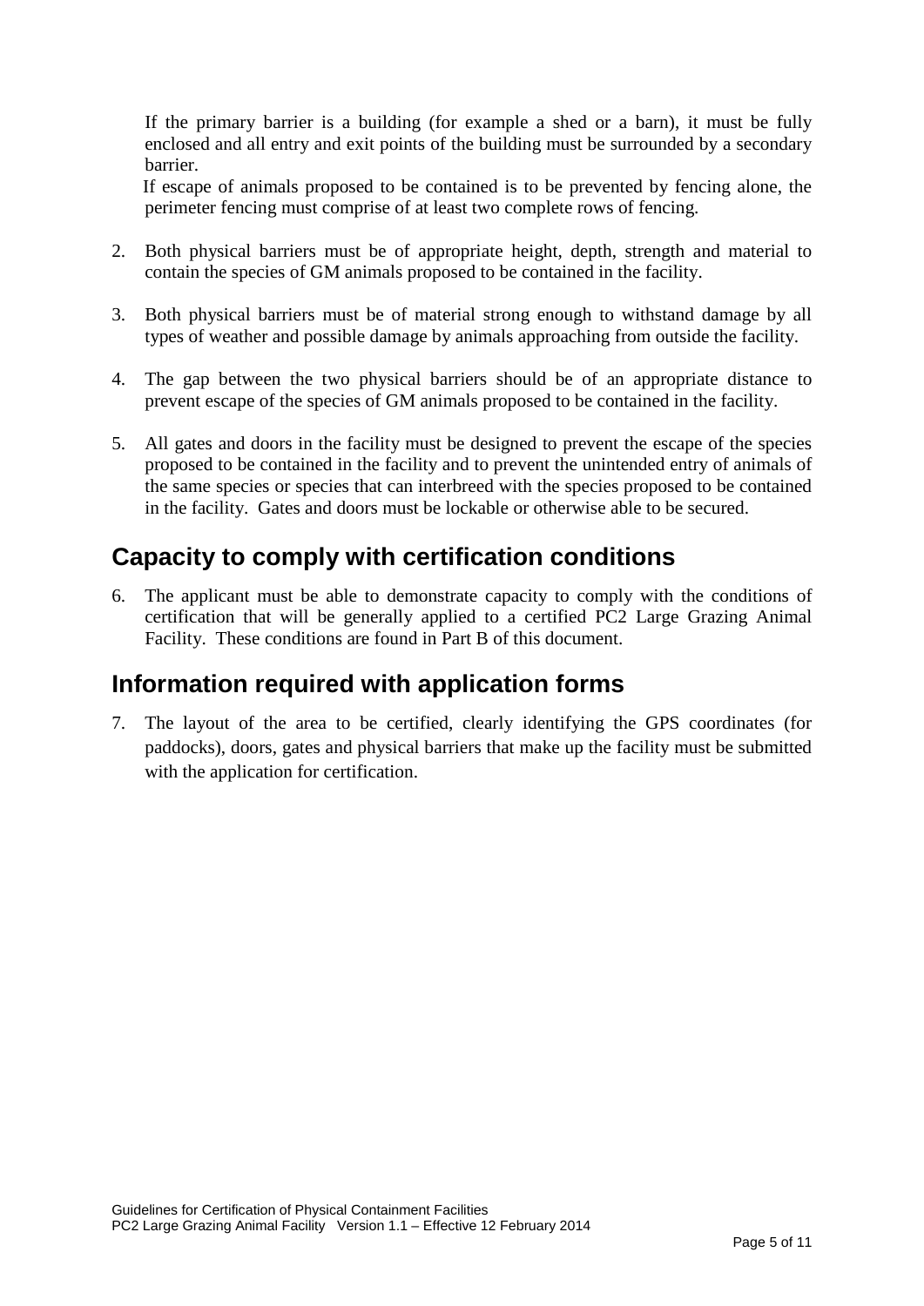If the primary barrier is a building (for example a shed or a barn), it must be fully enclosed and all entry and exit points of the building must be surrounded by a secondary barrier.

If escape of animals proposed to be contained is to be prevented by fencing alone, the perimeter fencing must comprise of at least two complete rows of fencing.

2. Both physical barriers must be of appropriate height, depth, strength and material to contain the species of GM animals proposed to be contained in the facility.

3. Both physical barriers must be of material strong enough to withstand damage by all types of weather and possible damage by animals approaching from outside the facility.

4. The gap between the two physical barriers should be of an appropriate distance to prevent escape of the species of GM animals proposed to be contained in the facility.

5. All gates and doors in the facility must be designed to prevent the escape of the species proposed to be contained in the facility and to prevent the unintended entry of animals of the same species or species that can interbreed with the species proposed to be contained in the facility. Gates and doors must be lockable or otherwise able to be secured.

## Capacity to comply with certification conditions

6. The applicant must be able to demonstrate capacity to comply with the conditions of certification that will be generally applied to a certified PC2 Large Grazing Animal Facility. These conditions are found in Part B of this document.

## Information required with application forms

7. The layout of the area to be certified, clearly identifying the GPS coordinates (for paddocks), doors, gates and physical barriers that make up the facility must be submitted with the application for certification.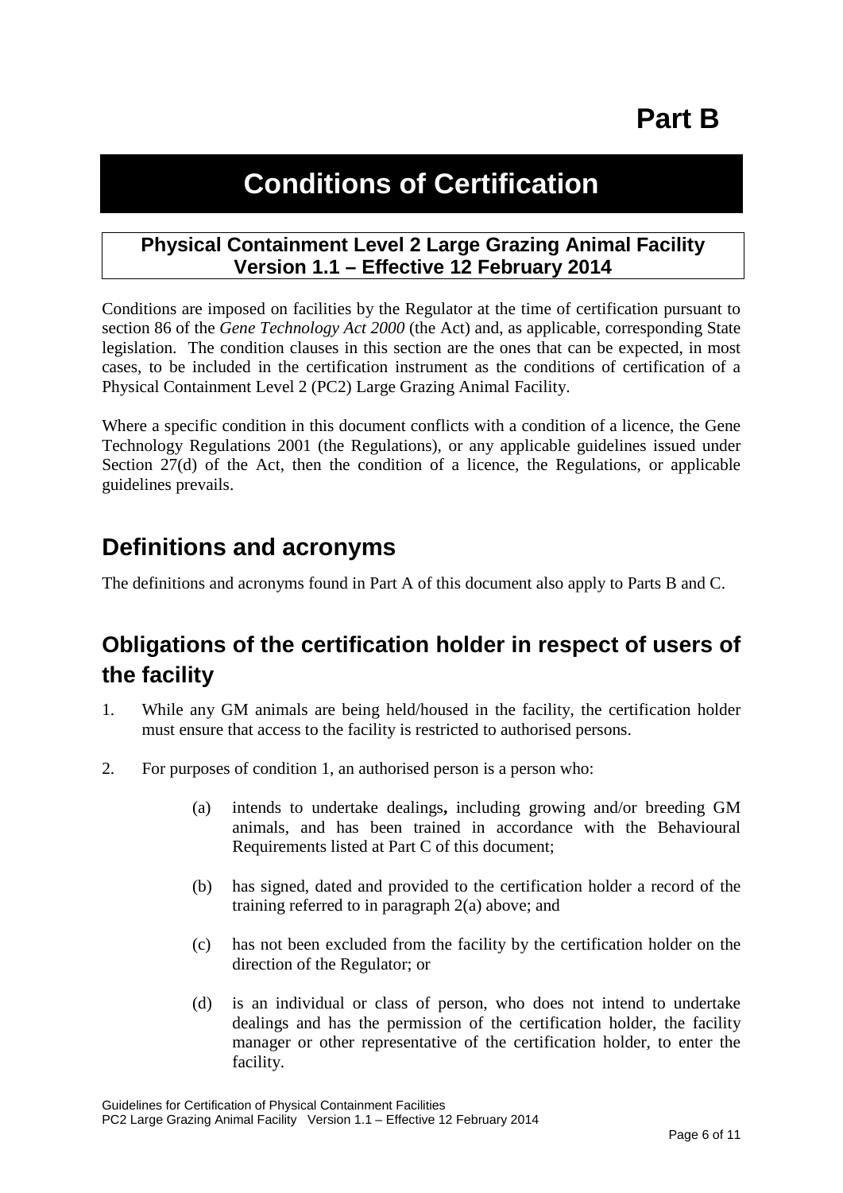# Part B

# Conditions of Certification

**Physical Containment Level 2 Large Grazing Animal Facility**
**Version 1.1 – Effective 12 February 2014**

Conditions are imposed on facilities by the Regulator at the time of certification pursuant to section 86 of the *Gene Technology Act 2000* (the Act) and, as applicable, corresponding State legislation. The condition clauses in this section are the ones that can be expected, in most cases, to be included in the certification instrument as the conditions of certification of a Physical Containment Level 2 (PC2) Large Grazing Animal Facility.

Where a specific condition in this document conflicts with a condition of a licence, the Gene Technology Regulations 2001 (the Regulations), or any applicable guidelines issued under Section 27(d) of the Act, then the condition of a licence, the Regulations, or applicable guidelines prevails.

## Definitions and acronyms

The definitions and acronyms found in Part A of this document also apply to Parts B and C.

## Obligations of the certification holder in respect of users of the facility

1. While any GM animals are being held/housed in the facility, the certification holder must ensure that access to the facility is restricted to authorised persons.

2. For purposes of condition 1, an authorised person is a person who:

   (a) intends to undertake dealings**,** including growing and/or breeding GM animals, and has been trained in accordance with the Behavioural Requirements listed at Part C of this document;

   (b) has signed, dated and provided to the certification holder a record of the training referred to in paragraph 2(a) above; and

   (c) has not been excluded from the facility by the certification holder on the direction of the Regulator; or

   (d) is an individual or class of person, who does not intend to undertake dealings and has the permission of the certification holder, the facility manager or other representative of the certification holder, to enter the facility.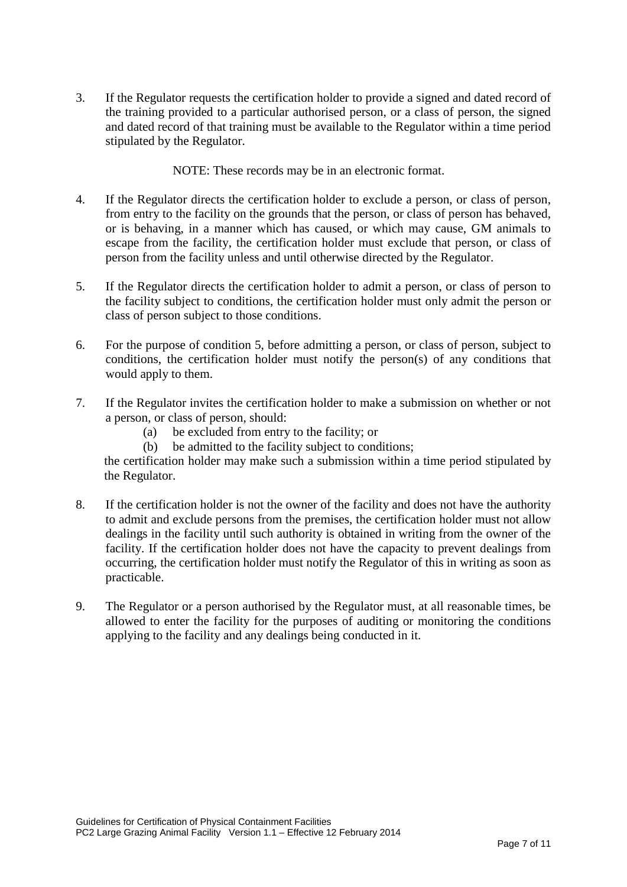3. If the Regulator requests the certification holder to provide a signed and dated record of the training provided to a particular authorised person, or a class of person, the signed and dated record of that training must be available to the Regulator within a time period stipulated by the Regulator.

   NOTE: These records may be in an electronic format.

4. If the Regulator directs the certification holder to exclude a person, or class of person, from entry to the facility on the grounds that the person, or class of person has behaved, or is behaving, in a manner which has caused, or which may cause, GM animals to escape from the facility, the certification holder must exclude that person, or class of person from the facility unless and until otherwise directed by the Regulator.

5. If the Regulator directs the certification holder to admit a person, or class of person to the facility subject to conditions, the certification holder must only admit the person or class of person subject to those conditions.

6. For the purpose of condition 5, before admitting a person, or class of person, subject to conditions, the certification holder must notify the person(s) of any conditions that would apply to them.

7. If the Regulator invites the certification holder to make a submission on whether or not a person, or class of person, should:
   (a) be excluded from entry to the facility; or
   (b) be admitted to the facility subject to conditions;

   the certification holder may make such a submission within a time period stipulated by the Regulator.

8. If the certification holder is not the owner of the facility and does not have the authority to admit and exclude persons from the premises, the certification holder must not allow dealings in the facility until such authority is obtained in writing from the owner of the facility. If the certification holder does not have the capacity to prevent dealings from occurring, the certification holder must notify the Regulator of this in writing as soon as practicable.

9. The Regulator or a person authorised by the Regulator must, at all reasonable times, be allowed to enter the facility for the purposes of auditing or monitoring the conditions applying to the facility and any dealings being conducted in it.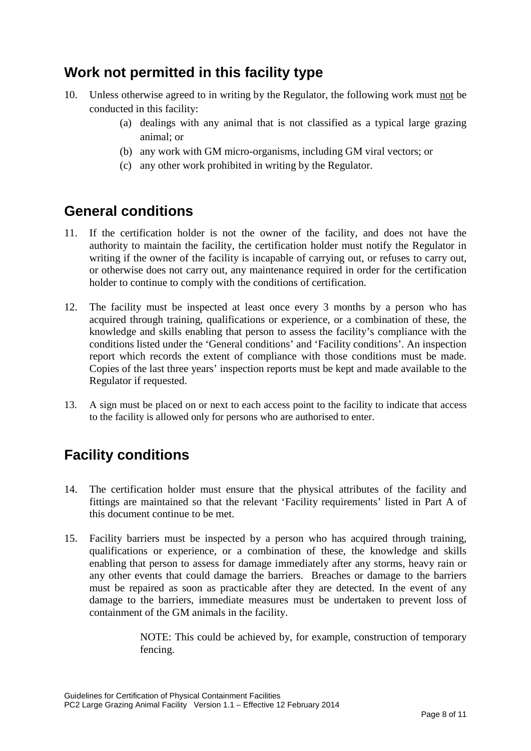## Work not permitted in this facility type

10. Unless otherwise agreed to in writing by the Regulator, the following work must <u>not</u> be conducted in this facility:

    (a) dealings with any animal that is not classified as a typical large grazing animal; or

    (b) any work with GM micro-organisms, including GM viral vectors; or

    (c) any other work prohibited in writing by the Regulator.

## General conditions

11. If the certification holder is not the owner of the facility, and does not have the authority to maintain the facility, the certification holder must notify the Regulator in writing if the owner of the facility is incapable of carrying out, or refuses to carry out, or otherwise does not carry out, any maintenance required in order for the certification holder to continue to comply with the conditions of certification.

12. The facility must be inspected at least once every 3 months by a person who has acquired through training, qualifications or experience, or a combination of these, the knowledge and skills enabling that person to assess the facility's compliance with the conditions listed under the 'General conditions' and 'Facility conditions'. An inspection report which records the extent of compliance with those conditions must be made. Copies of the last three years' inspection reports must be kept and made available to the Regulator if requested.

13. A sign must be placed on or next to each access point to the facility to indicate that access to the facility is allowed only for persons who are authorised to enter.

## Facility conditions

14. The certification holder must ensure that the physical attributes of the facility and fittings are maintained so that the relevant 'Facility requirements' listed in Part A of this document continue to be met.

15. Facility barriers must be inspected by a person who has acquired through training, qualifications or experience, or a combination of these, the knowledge and skills enabling that person to assess for damage immediately after any storms, heavy rain or any other events that could damage the barriers. Breaches or damage to the barriers must be repaired as soon as practicable after they are detected. In the event of any damage to the barriers, immediate measures must be undertaken to prevent loss of containment of the GM animals in the facility.

    NOTE: This could be achieved by, for example, construction of temporary fencing.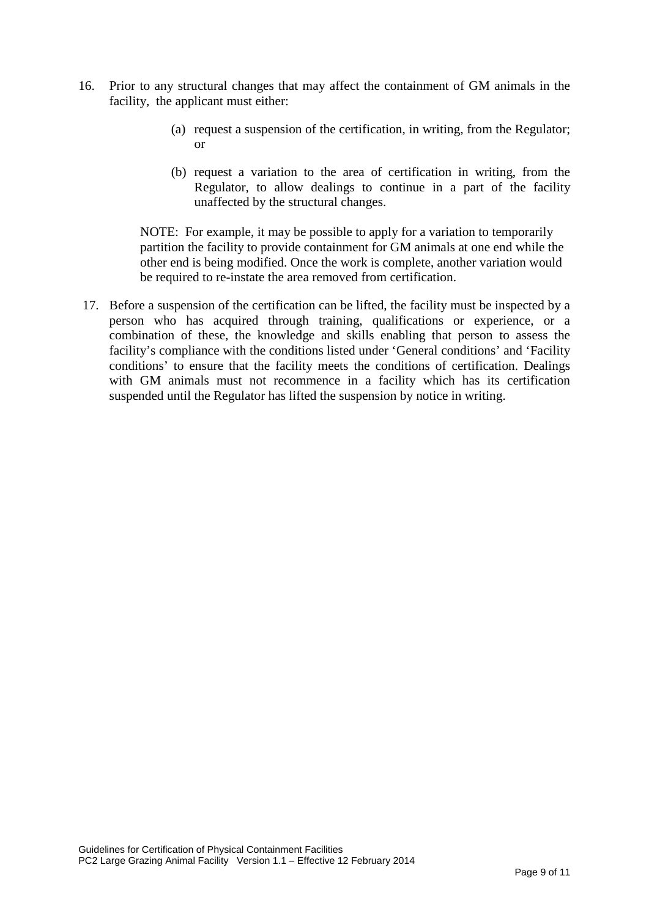16. Prior to any structural changes that may affect the containment of GM animals in the facility, the applicant must either:

    (a) request a suspension of the certification, in writing, from the Regulator; or

    (b) request a variation to the area of certification in writing, from the Regulator, to allow dealings to continue in a part of the facility unaffected by the structural changes.

    NOTE: For example, it may be possible to apply for a variation to temporarily partition the facility to provide containment for GM animals at one end while the other end is being modified. Once the work is complete, another variation would be required to re-instate the area removed from certification.

17. Before a suspension of the certification can be lifted, the facility must be inspected by a person who has acquired through training, qualifications or experience, or a combination of these, the knowledge and skills enabling that person to assess the facility's compliance with the conditions listed under 'General conditions' and 'Facility conditions' to ensure that the facility meets the conditions of certification. Dealings with GM animals must not recommence in a facility which has its certification suspended until the Regulator has lifted the suspension by notice in writing.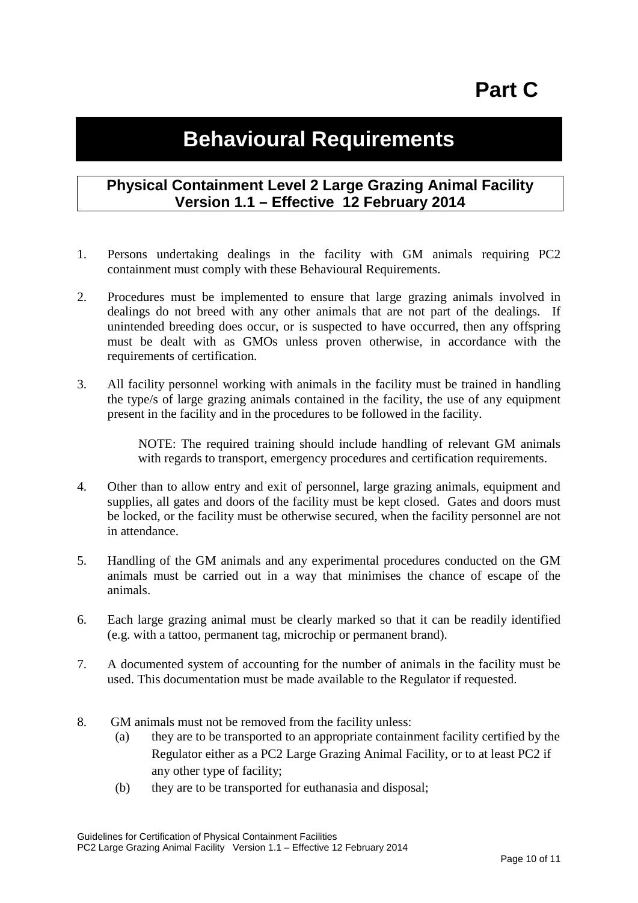# Part C

# Behavioural Requirements

## Physical Containment Level 2 Large Grazing Animal Facility Version 1.1 – Effective 12 February 2014

1. Persons undertaking dealings in the facility with GM animals requiring PC2 containment must comply with these Behavioural Requirements.

2. Procedures must be implemented to ensure that large grazing animals involved in dealings do not breed with any other animals that are not part of the dealings. If unintended breeding does occur, or is suspected to have occurred, then any offspring must be dealt with as GMOs unless proven otherwise, in accordance with the requirements of certification.

3. All facility personnel working with animals in the facility must be trained in handling the type/s of large grazing animals contained in the facility, the use of any equipment present in the facility and in the procedures to be followed in the facility.

   NOTE: The required training should include handling of relevant GM animals with regards to transport, emergency procedures and certification requirements.

4. Other than to allow entry and exit of personnel, large grazing animals, equipment and supplies, all gates and doors of the facility must be kept closed. Gates and doors must be locked, or the facility must be otherwise secured, when the facility personnel are not in attendance.

5. Handling of the GM animals and any experimental procedures conducted on the GM animals must be carried out in a way that minimises the chance of escape of the animals.

6. Each large grazing animal must be clearly marked so that it can be readily identified (e.g. with a tattoo, permanent tag, microchip or permanent brand).

7. A documented system of accounting for the number of animals in the facility must be used. This documentation must be made available to the Regulator if requested.

8. GM animals must not be removed from the facility unless:
   (a) they are to be transported to an appropriate containment facility certified by the Regulator either as a PC2 Large Grazing Animal Facility, or to at least PC2 if any other type of facility;
   (b) they are to be transported for euthanasia and disposal;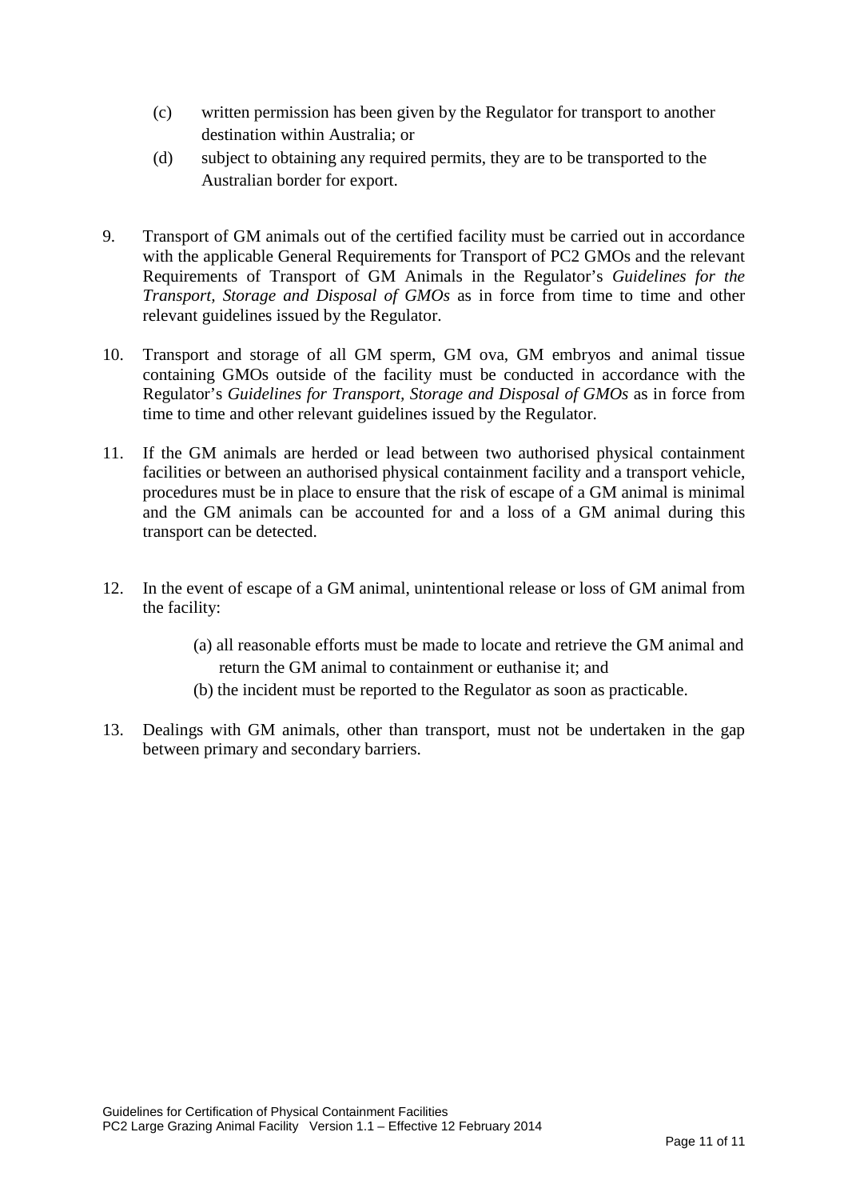(c) written permission has been given by the Regulator for transport to another destination within Australia; or

(d) subject to obtaining any required permits, they are to be transported to the Australian border for export.

9. Transport of GM animals out of the certified facility must be carried out in accordance with the applicable General Requirements for Transport of PC2 GMOs and the relevant Requirements of Transport of GM Animals in the Regulator's *Guidelines for the Transport, Storage and Disposal of GMOs* as in force from time to time and other relevant guidelines issued by the Regulator.

10. Transport and storage of all GM sperm, GM ova, GM embryos and animal tissue containing GMOs outside of the facility must be conducted in accordance with the Regulator's *Guidelines for Transport, Storage and Disposal of GMOs* as in force from time to time and other relevant guidelines issued by the Regulator.

11. If the GM animals are herded or lead between two authorised physical containment facilities or between an authorised physical containment facility and a transport vehicle, procedures must be in place to ensure that the risk of escape of a GM animal is minimal and the GM animals can be accounted for and a loss of a GM animal during this transport can be detected.

12. In the event of escape of a GM animal, unintentional release or loss of GM animal from the facility:

    (a) all reasonable efforts must be made to locate and retrieve the GM animal and return the GM animal to containment or euthanise it; and

    (b) the incident must be reported to the Regulator as soon as practicable.

13. Dealings with GM animals, other than transport, must not be undertaken in the gap between primary and secondary barriers.